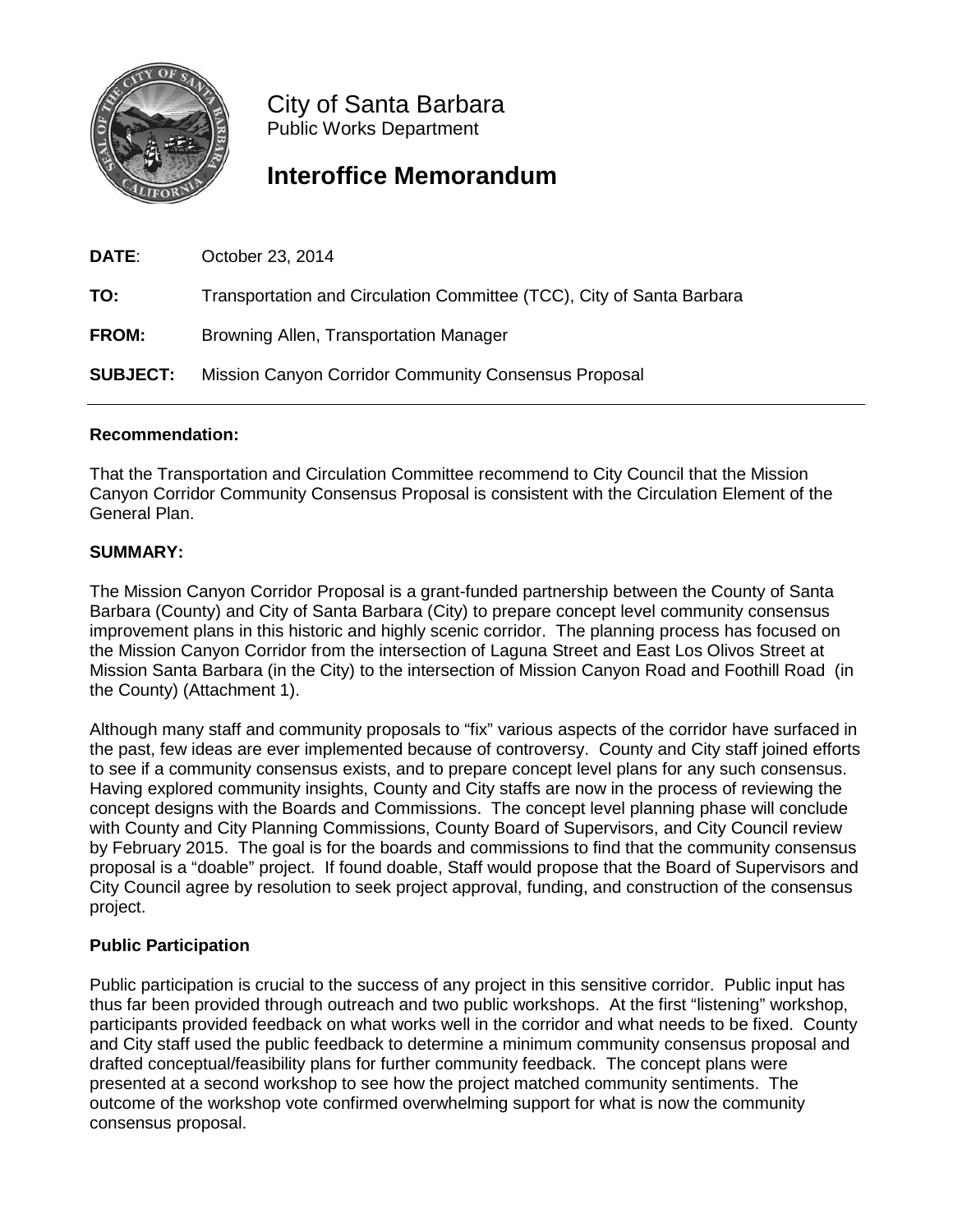City of Santa Barbara
Public Works Department

# Interoffice Memorandum

**DATE**: October 23, 2014

**TO:** Transportation and Circulation Committee (TCC), City of Santa Barbara

**FROM:** Browning Allen, Transportation Manager

**SUBJECT:** Mission Canyon Corridor Community Consensus Proposal

---

**Recommendation:**

That the Transportation and Circulation Committee recommend to City Council that the Mission Canyon Corridor Community Consensus Proposal is consistent with the Circulation Element of the General Plan.

**SUMMARY:**

The Mission Canyon Corridor Proposal is a grant-funded partnership between the County of Santa Barbara (County) and City of Santa Barbara (City) to prepare concept level community consensus improvement plans in this historic and highly scenic corridor. The planning process has focused on the Mission Canyon Corridor from the intersection of Laguna Street and East Los Olivos Street at Mission Santa Barbara (in the City) to the intersection of Mission Canyon Road and Foothill Road (in the County) (Attachment 1).

Although many staff and community proposals to "fix" various aspects of the corridor have surfaced in the past, few ideas are ever implemented because of controversy. County and City staff joined efforts to see if a community consensus exists, and to prepare concept level plans for any such consensus. Having explored community insights, County and City staffs are now in the process of reviewing the concept designs with the Boards and Commissions. The concept level planning phase will conclude with County and City Planning Commissions, County Board of Supervisors, and City Council review by February 2015. The goal is for the boards and commissions to find that the community consensus proposal is a "doable" project. If found doable, Staff would propose that the Board of Supervisors and City Council agree by resolution to seek project approval, funding, and construction of the consensus project.

**Public Participation**

Public participation is crucial to the success of any project in this sensitive corridor. Public input has thus far been provided through outreach and two public workshops. At the first "listening" workshop, participants provided feedback on what works well in the corridor and what needs to be fixed. County and City staff used the public feedback to determine a minimum community consensus proposal and drafted conceptual/feasibility plans for further community feedback. The concept plans were presented at a second workshop to see how the project matched community sentiments. The outcome of the workshop vote confirmed overwhelming support for what is now the community consensus proposal.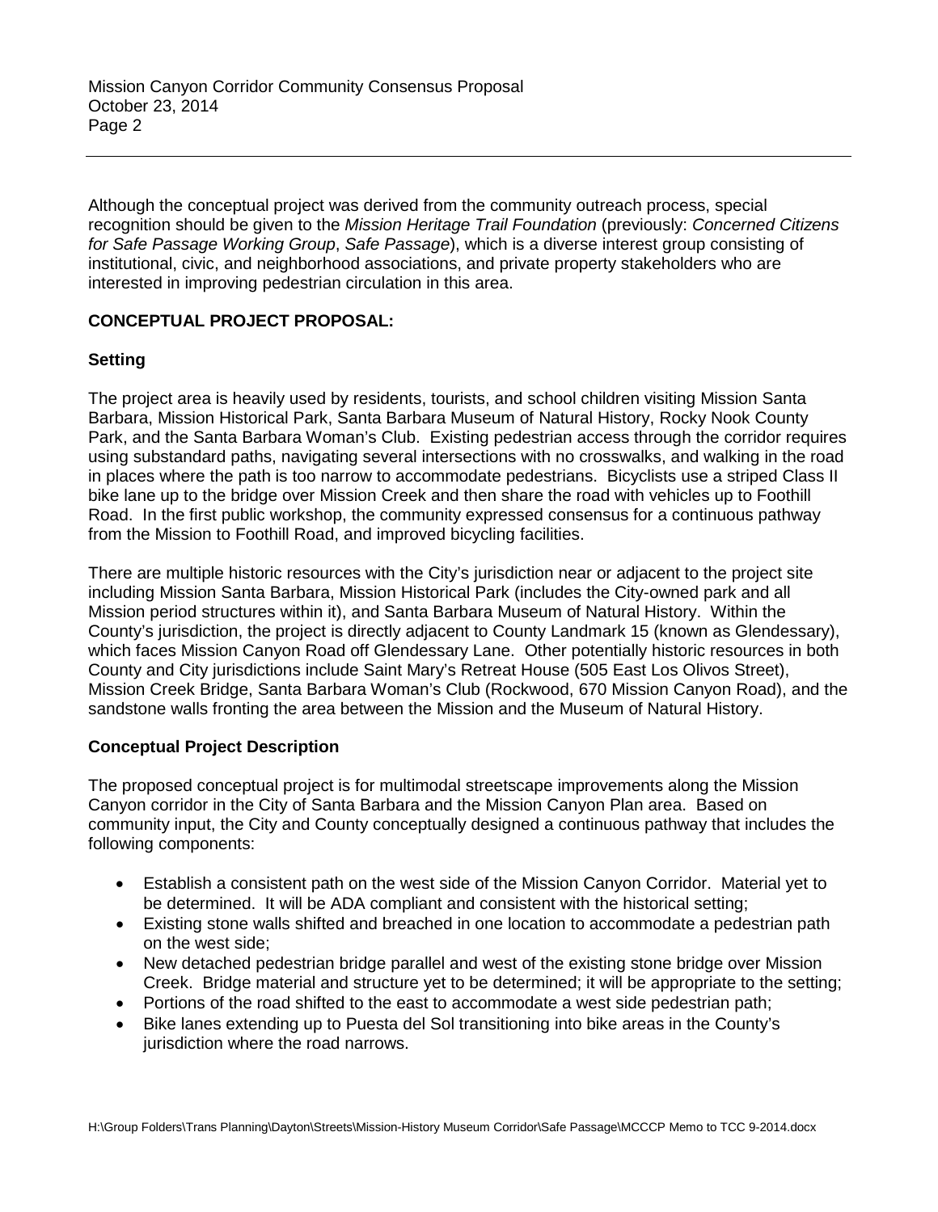Although the conceptual project was derived from the community outreach process, special recognition should be given to the *Mission Heritage Trail Foundation* (previously: *Concerned Citizens for Safe Passage Working Group*, *Safe Passage*), which is a diverse interest group consisting of institutional, civic, and neighborhood associations, and private property stakeholders who are interested in improving pedestrian circulation in this area.

## CONCEPTUAL PROJECT PROPOSAL:

### Setting

The project area is heavily used by residents, tourists, and school children visiting Mission Santa Barbara, Mission Historical Park, Santa Barbara Museum of Natural History, Rocky Nook County Park, and the Santa Barbara Woman's Club. Existing pedestrian access through the corridor requires using substandard paths, navigating several intersections with no crosswalks, and walking in the road in places where the path is too narrow to accommodate pedestrians. Bicyclists use a striped Class II bike lane up to the bridge over Mission Creek and then share the road with vehicles up to Foothill Road. In the first public workshop, the community expressed consensus for a continuous pathway from the Mission to Foothill Road, and improved bicycling facilities.

There are multiple historic resources with the City's jurisdiction near or adjacent to the project site including Mission Santa Barbara, Mission Historical Park (includes the City-owned park and all Mission period structures within it), and Santa Barbara Museum of Natural History. Within the County's jurisdiction, the project is directly adjacent to County Landmark 15 (known as Glendessary), which faces Mission Canyon Road off Glendessary Lane. Other potentially historic resources in both County and City jurisdictions include Saint Mary's Retreat House (505 East Los Olivos Street), Mission Creek Bridge, Santa Barbara Woman's Club (Rockwood, 670 Mission Canyon Road), and the sandstone walls fronting the area between the Mission and the Museum of Natural History.

### Conceptual Project Description

The proposed conceptual project is for multimodal streetscape improvements along the Mission Canyon corridor in the City of Santa Barbara and the Mission Canyon Plan area. Based on community input, the City and County conceptually designed a continuous pathway that includes the following components:

- Establish a consistent path on the west side of the Mission Canyon Corridor. Material yet to be determined. It will be ADA compliant and consistent with the historical setting;
- Existing stone walls shifted and breached in one location to accommodate a pedestrian path on the west side;
- New detached pedestrian bridge parallel and west of the existing stone bridge over Mission Creek. Bridge material and structure yet to be determined; it will be appropriate to the setting;
- Portions of the road shifted to the east to accommodate a west side pedestrian path;
- Bike lanes extending up to Puesta del Sol transitioning into bike areas in the County's jurisdiction where the road narrows.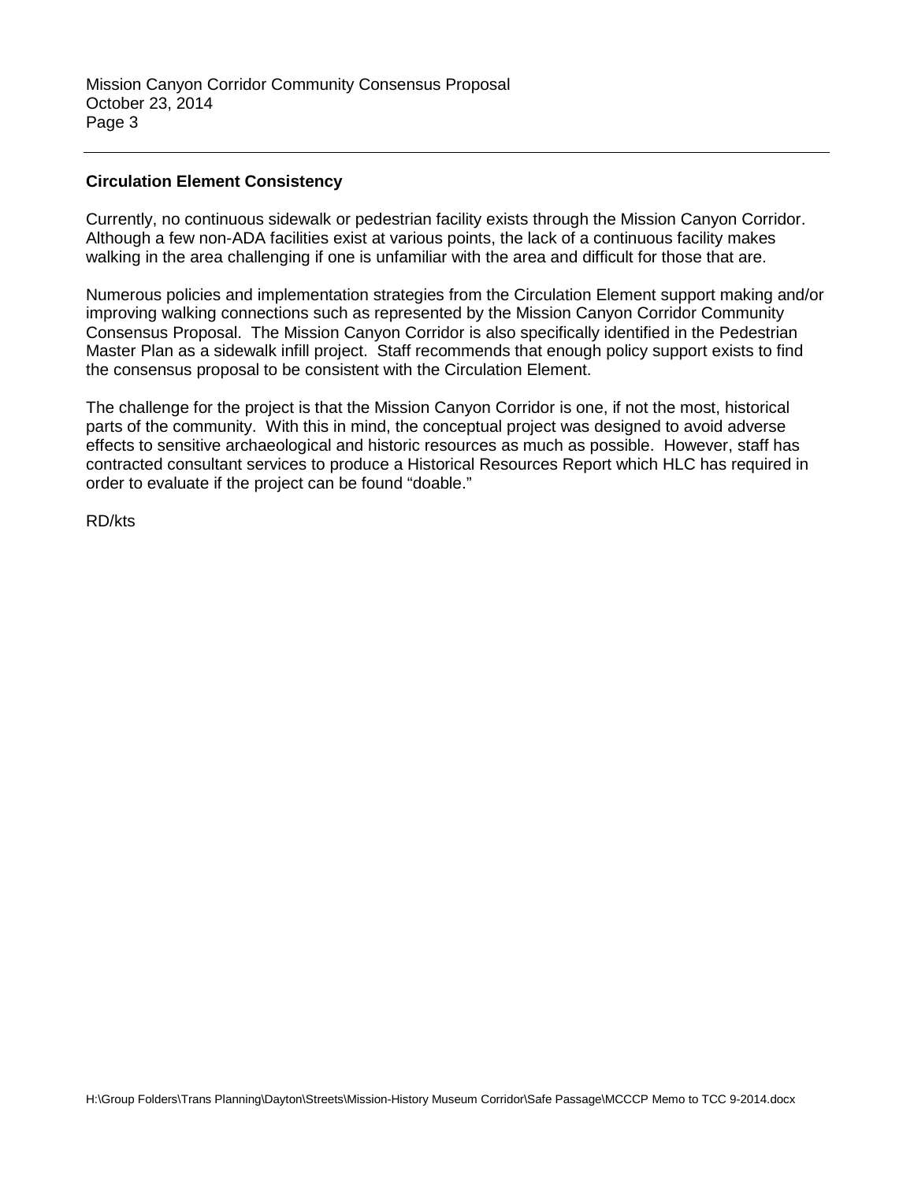**Circulation Element Consistency**

Currently, no continuous sidewalk or pedestrian facility exists through the Mission Canyon Corridor. Although a few non-ADA facilities exist at various points, the lack of a continuous facility makes walking in the area challenging if one is unfamiliar with the area and difficult for those that are.

Numerous policies and implementation strategies from the Circulation Element support making and/or improving walking connections such as represented by the Mission Canyon Corridor Community Consensus Proposal. The Mission Canyon Corridor is also specifically identified in the Pedestrian Master Plan as a sidewalk infill project. Staff recommends that enough policy support exists to find the consensus proposal to be consistent with the Circulation Element.

The challenge for the project is that the Mission Canyon Corridor is one, if not the most, historical parts of the community. With this in mind, the conceptual project was designed to avoid adverse effects to sensitive archaeological and historic resources as much as possible. However, staff has contracted consultant services to produce a Historical Resources Report which HLC has required in order to evaluate if the project can be found "doable."

RD/kts

H:\Group Folders\Trans Planning\Dayton\Streets\Mission-History Museum Corridor\Safe Passage\MCCCP Memo to TCC 9-2014.docx